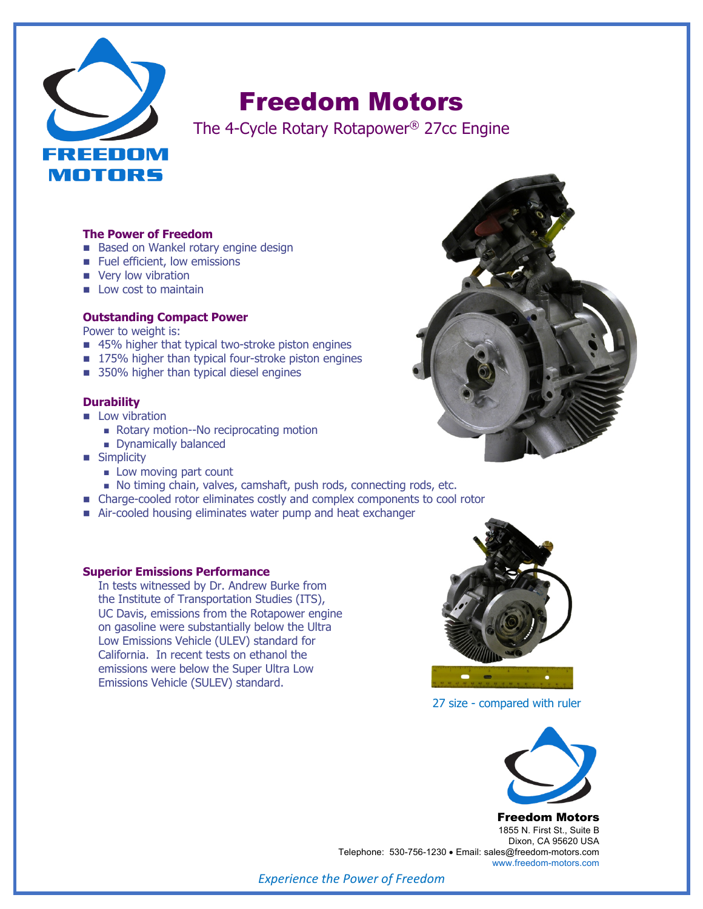# Freedom Motors

The 4-Cycle Rotary Rotapower® 27cc Engine

### The Power of Freedom

- Based on Wankel rotary engine design
- Fuel efficient, low emissions
- Very low vibration
- Low cost to maintain

### Outstanding Compact Power

Power to weight is:

- 45% higher that typical two-stroke piston engines
- 175% higher than typical four-stroke piston engines
- 350% higher than typical diesel engines

### Durability

- Low vibration
  - Rotary motion--No reciprocating motion
  - Dynamically balanced
- Simplicity
  - Low moving part count
  - No timing chain, valves, camshaft, push rods, connecting rods, etc.
- Charge-cooled rotor eliminates costly and complex components to cool rotor
- Air-cooled housing eliminates water pump and heat exchanger

### Superior Emissions Performance

In tests witnessed by Dr. Andrew Burke from the Institute of Transportation Studies (ITS), UC Davis, emissions from the Rotapower engine on gasoline were substantially below the Ultra Low Emissions Vehicle (ULEV) standard for California. In recent tests on ethanol the emissions were below the Super Ultra Low Emissions Vehicle (SULEV) standard.

27 size - compared with ruler

**Freedom Motors**
1855 N. First St., Suite B
Dixon, CA 95620 USA
Telephone: 530-756-1230 • Email: sales@freedom-motors.com
www.freedom-motors.com

*Experience the Power of Freedom*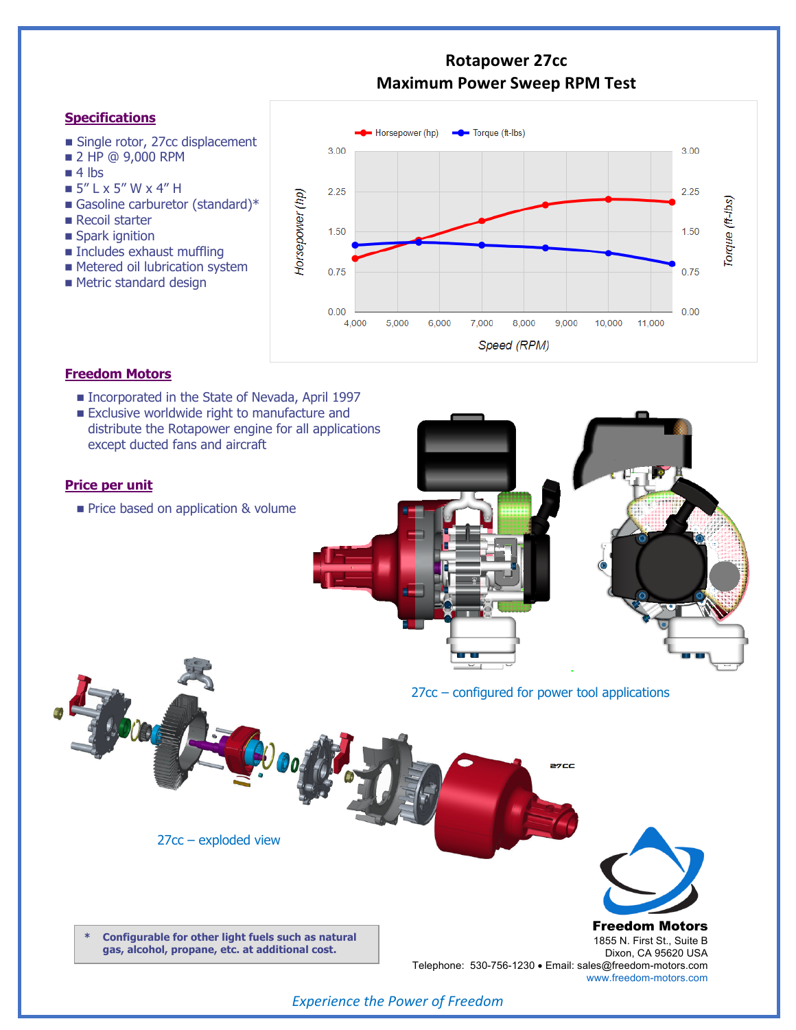## Rotapower 27cc
## Maximum Power Sweep RPM Test

Horsepower (hp)
Torque (ft-lbs)

Horsepower (hp)
3.00
2.25
1.50
0.75
0.00

Torque (ft-lbs)
3.00
2.25
1.50
0.75
0.00

4,000 5,000 6,000 7,000 8,000 9,000 10,000 11,000

Speed (RPM)

### Specifications

- Single rotor, 27cc displacement
- 2 HP @ 9,000 RPM
- 4 lbs
- 5" L x 5" W x 4" H
- Gasoline carburetor (standard)*
- Recoil starter
- Spark ignition
- Includes exhaust muffling
- Metered oil lubrication system
- Metric standard design

### Freedom Motors

- Incorporated in the State of Nevada, April 1997
- Exclusive worldwide right to manufacture and distribute the Rotapower engine for all applications except ducted fans and aircraft

### Price per unit

- Price based on application & volume

27cc – configured for power tool applications

27CC

27cc – exploded view

\* **Configurable for other light fuels such as natural gas, alcohol, propane, etc. at additional cost.**

**Freedom Motors**
1855 N. First St., Suite B
Dixon, CA 95620 USA
Telephone: 530-756-1230 • Email: sales@freedom-motors.com
www.freedom-motors.com

*Experience the Power of Freedom*